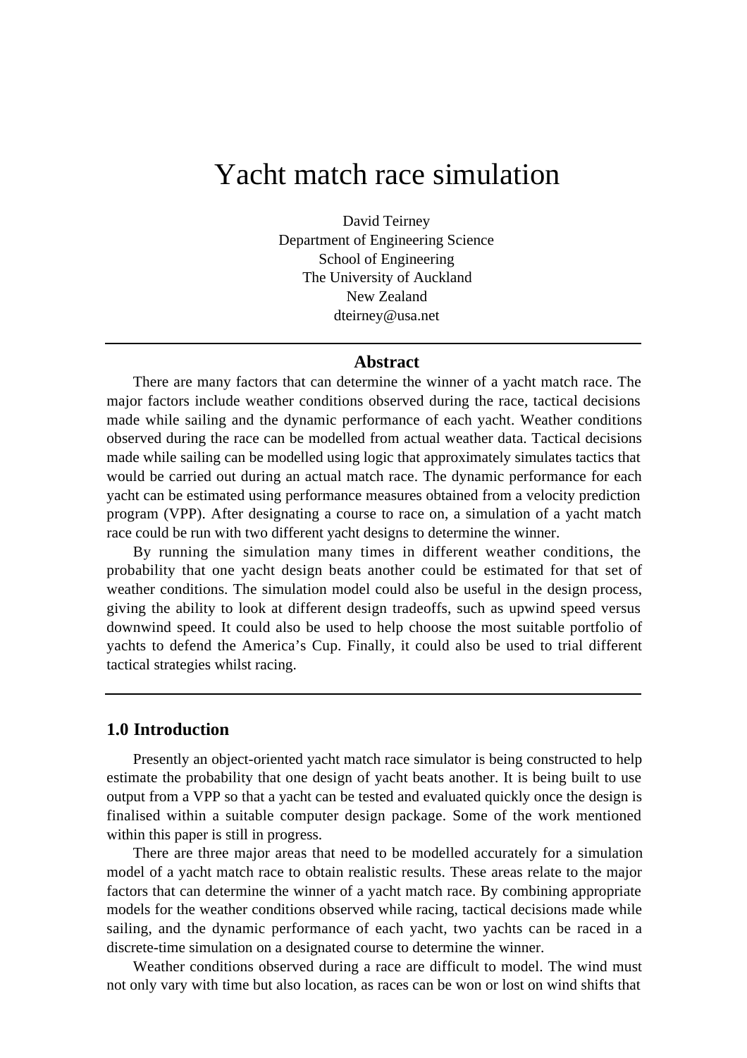# Yacht match race simulation

David Teirney
Department of Engineering Science
School of Engineering
The University of Auckland
New Zealand
dteirney@usa.net

---

## Abstract

There are many factors that can determine the winner of a yacht match race. The major factors include weather conditions observed during the race, tactical decisions made while sailing and the dynamic performance of each yacht. Weather conditions observed during the race can be modelled from actual weather data. Tactical decisions made while sailing can be modelled using logic that approximately simulates tactics that would be carried out during an actual match race. The dynamic performance for each yacht can be estimated using performance measures obtained from a velocity prediction program (VPP). After designating a course to race on, a simulation of a yacht match race could be run with two different yacht designs to determine the winner.

By running the simulation many times in different weather conditions, the probability that one yacht design beats another could be estimated for that set of weather conditions. The simulation model could also be useful in the design process, giving the ability to look at different design tradeoffs, such as upwind speed versus downwind speed. It could also be used to help choose the most suitable portfolio of yachts to defend the America's Cup. Finally, it could also be used to trial different tactical strategies whilst racing.

---

## 1.0 Introduction

Presently an object-oriented yacht match race simulator is being constructed to help estimate the probability that one design of yacht beats another. It is being built to use output from a VPP so that a yacht can be tested and evaluated quickly once the design is finalised within a suitable computer design package. Some of the work mentioned within this paper is still in progress.

There are three major areas that need to be modelled accurately for a simulation model of a yacht match race to obtain realistic results. These areas relate to the major factors that can determine the winner of a yacht match race. By combining appropriate models for the weather conditions observed while racing, tactical decisions made while sailing, and the dynamic performance of each yacht, two yachts can be raced in a discrete-time simulation on a designated course to determine the winner.

Weather conditions observed during a race are difficult to model. The wind must not only vary with time but also location, as races can be won or lost on wind shifts that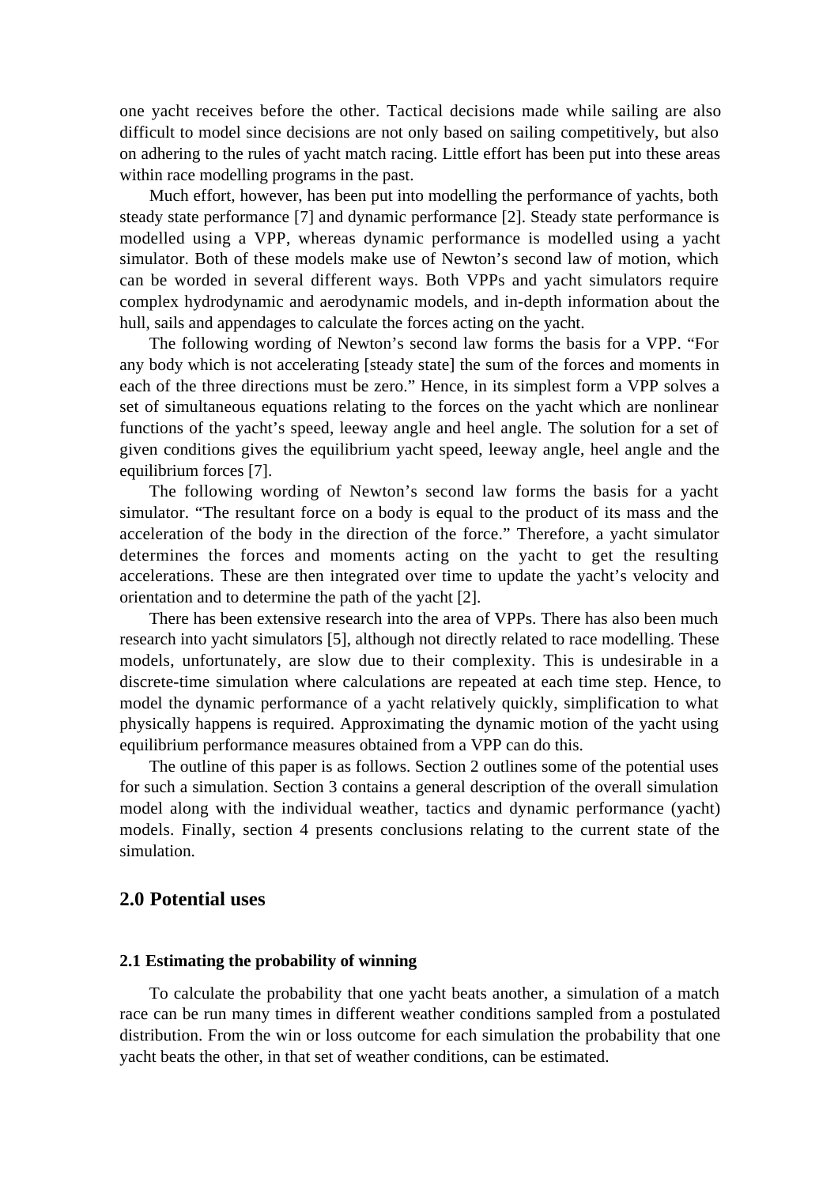one yacht receives before the other. Tactical decisions made while sailing are also difficult to model since decisions are not only based on sailing competitively, but also on adhering to the rules of yacht match racing. Little effort has been put into these areas within race modelling programs in the past.

Much effort, however, has been put into modelling the performance of yachts, both steady state performance [7] and dynamic performance [2]. Steady state performance is modelled using a VPP, whereas dynamic performance is modelled using a yacht simulator. Both of these models make use of Newton's second law of motion, which can be worded in several different ways. Both VPPs and yacht simulators require complex hydrodynamic and aerodynamic models, and in-depth information about the hull, sails and appendages to calculate the forces acting on the yacht.

The following wording of Newton's second law forms the basis for a VPP. "For any body which is not accelerating [steady state] the sum of the forces and moments in each of the three directions must be zero." Hence, in its simplest form a VPP solves a set of simultaneous equations relating to the forces on the yacht which are nonlinear functions of the yacht's speed, leeway angle and heel angle. The solution for a set of given conditions gives the equilibrium yacht speed, leeway angle, heel angle and the equilibrium forces [7].

The following wording of Newton's second law forms the basis for a yacht simulator. "The resultant force on a body is equal to the product of its mass and the acceleration of the body in the direction of the force." Therefore, a yacht simulator determines the forces and moments acting on the yacht to get the resulting accelerations. These are then integrated over time to update the yacht's velocity and orientation and to determine the path of the yacht [2].

There has been extensive research into the area of VPPs. There has also been much research into yacht simulators [5], although not directly related to race modelling. These models, unfortunately, are slow due to their complexity. This is undesirable in a discrete-time simulation where calculations are repeated at each time step. Hence, to model the dynamic performance of a yacht relatively quickly, simplification to what physically happens is required. Approximating the dynamic motion of the yacht using equilibrium performance measures obtained from a VPP can do this.

The outline of this paper is as follows. Section 2 outlines some of the potential uses for such a simulation. Section 3 contains a general description of the overall simulation model along with the individual weather, tactics and dynamic performance (yacht) models. Finally, section 4 presents conclusions relating to the current state of the simulation.

## 2.0 Potential uses

### 2.1 Estimating the probability of winning

To calculate the probability that one yacht beats another, a simulation of a match race can be run many times in different weather conditions sampled from a postulated distribution. From the win or loss outcome for each simulation the probability that one yacht beats the other, in that set of weather conditions, can be estimated.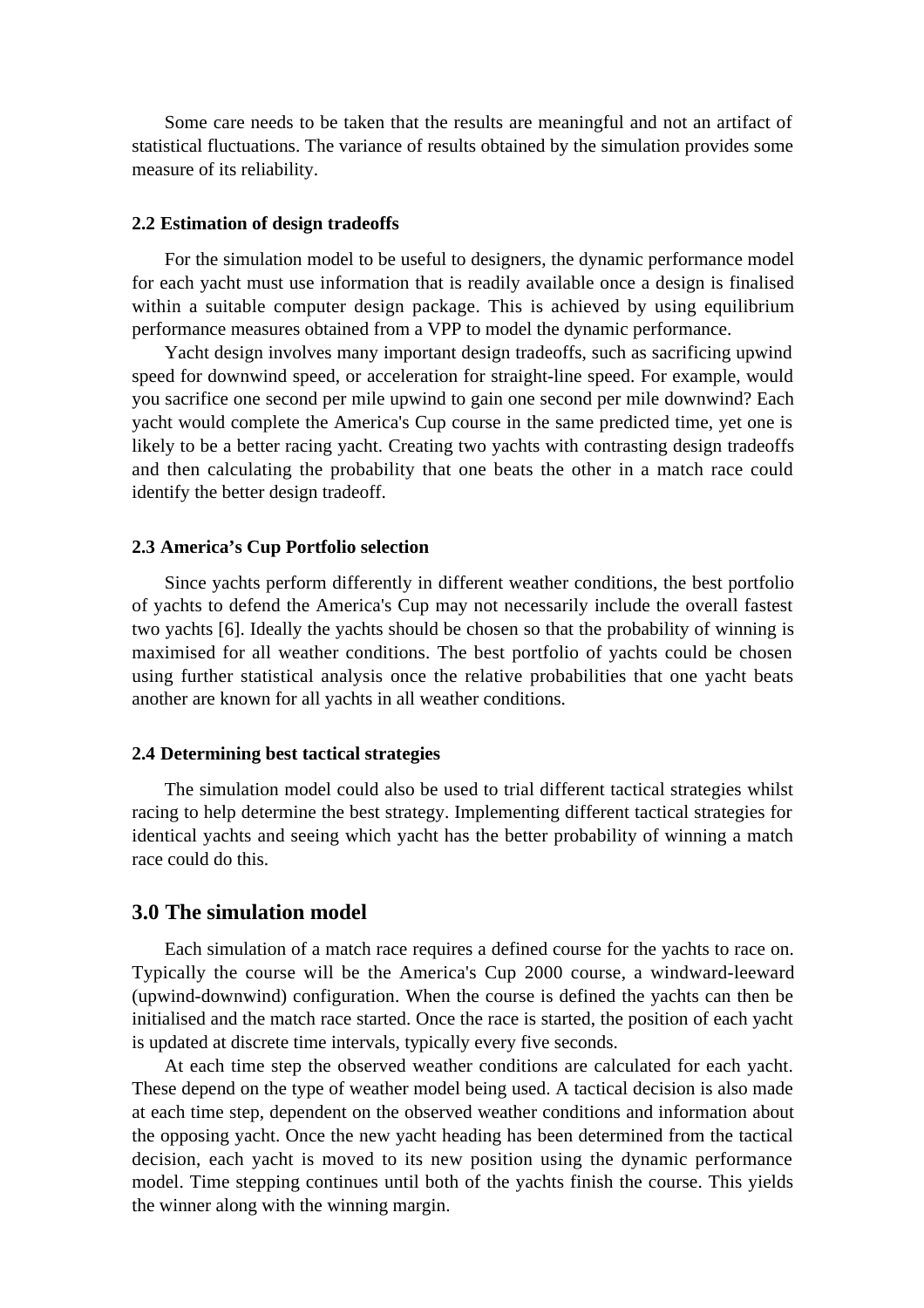Some care needs to be taken that the results are meaningful and not an artifact of statistical fluctuations. The variance of results obtained by the simulation provides some measure of its reliability.

### 2.2 Estimation of design tradeoffs

For the simulation model to be useful to designers, the dynamic performance model for each yacht must use information that is readily available once a design is finalised within a suitable computer design package. This is achieved by using equilibrium performance measures obtained from a VPP to model the dynamic performance.

Yacht design involves many important design tradeoffs, such as sacrificing upwind speed for downwind speed, or acceleration for straight-line speed. For example, would you sacrifice one second per mile upwind to gain one second per mile downwind? Each yacht would complete the America's Cup course in the same predicted time, yet one is likely to be a better racing yacht. Creating two yachts with contrasting design tradeoffs and then calculating the probability that one beats the other in a match race could identify the better design tradeoff.

### 2.3 America's Cup Portfolio selection

Since yachts perform differently in different weather conditions, the best portfolio of yachts to defend the America's Cup may not necessarily include the overall fastest two yachts [6]. Ideally the yachts should be chosen so that the probability of winning is maximised for all weather conditions. The best portfolio of yachts could be chosen using further statistical analysis once the relative probabilities that one yacht beats another are known for all yachts in all weather conditions.

### 2.4 Determining best tactical strategies

The simulation model could also be used to trial different tactical strategies whilst racing to help determine the best strategy. Implementing different tactical strategies for identical yachts and seeing which yacht has the better probability of winning a match race could do this.

## 3.0 The simulation model

Each simulation of a match race requires a defined course for the yachts to race on. Typically the course will be the America's Cup 2000 course, a windward-leeward (upwind-downwind) configuration. When the course is defined the yachts can then be initialised and the match race started. Once the race is started, the position of each yacht is updated at discrete time intervals, typically every five seconds.

At each time step the observed weather conditions are calculated for each yacht. These depend on the type of weather model being used. A tactical decision is also made at each time step, dependent on the observed weather conditions and information about the opposing yacht. Once the new yacht heading has been determined from the tactical decision, each yacht is moved to its new position using the dynamic performance model. Time stepping continues until both of the yachts finish the course. This yields the winner along with the winning margin.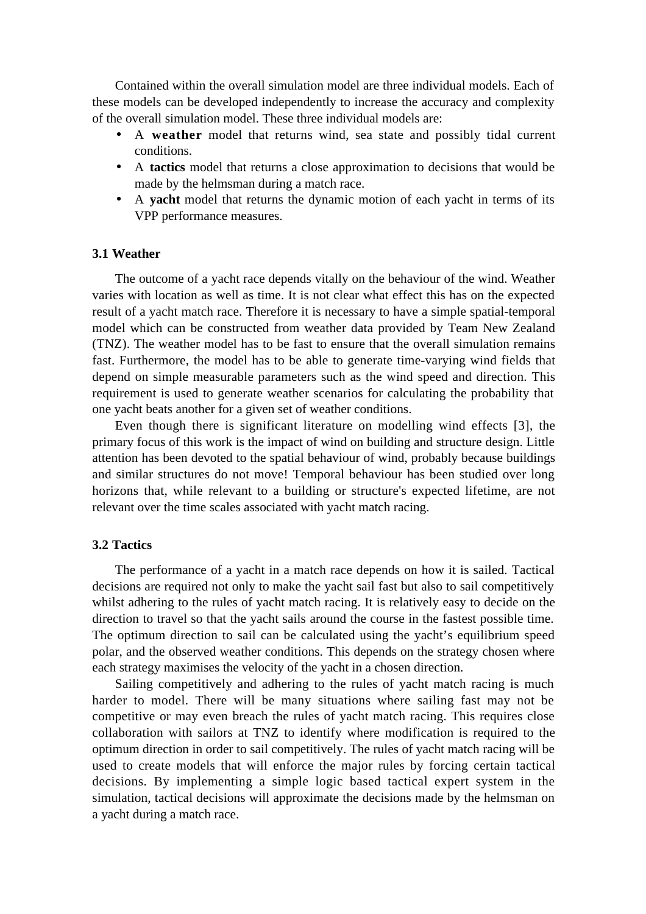Contained within the overall simulation model are three individual models. Each of these models can be developed independently to increase the accuracy and complexity of the overall simulation model. These three individual models are:

- A **weather** model that returns wind, sea state and possibly tidal current conditions.
- A **tactics** model that returns a close approximation to decisions that would be made by the helmsman during a match race.
- A **yacht** model that returns the dynamic motion of each yacht in terms of its VPP performance measures.

### 3.1 Weather

The outcome of a yacht race depends vitally on the behaviour of the wind. Weather varies with location as well as time. It is not clear what effect this has on the expected result of a yacht match race. Therefore it is necessary to have a simple spatial-temporal model which can be constructed from weather data provided by Team New Zealand (TNZ). The weather model has to be fast to ensure that the overall simulation remains fast. Furthermore, the model has to be able to generate time-varying wind fields that depend on simple measurable parameters such as the wind speed and direction. This requirement is used to generate weather scenarios for calculating the probability that one yacht beats another for a given set of weather conditions.

Even though there is significant literature on modelling wind effects [3], the primary focus of this work is the impact of wind on building and structure design. Little attention has been devoted to the spatial behaviour of wind, probably because buildings and similar structures do not move! Temporal behaviour has been studied over long horizons that, while relevant to a building or structure's expected lifetime, are not relevant over the time scales associated with yacht match racing.

### 3.2 Tactics

The performance of a yacht in a match race depends on how it is sailed. Tactical decisions are required not only to make the yacht sail fast but also to sail competitively whilst adhering to the rules of yacht match racing. It is relatively easy to decide on the direction to travel so that the yacht sails around the course in the fastest possible time. The optimum direction to sail can be calculated using the yacht's equilibrium speed polar, and the observed weather conditions. This depends on the strategy chosen where each strategy maximises the velocity of the yacht in a chosen direction.

Sailing competitively and adhering to the rules of yacht match racing is much harder to model. There will be many situations where sailing fast may not be competitive or may even breach the rules of yacht match racing. This requires close collaboration with sailors at TNZ to identify where modification is required to the optimum direction in order to sail competitively. The rules of yacht match racing will be used to create models that will enforce the major rules by forcing certain tactical decisions. By implementing a simple logic based tactical expert system in the simulation, tactical decisions will approximate the decisions made by the helmsman on a yacht during a match race.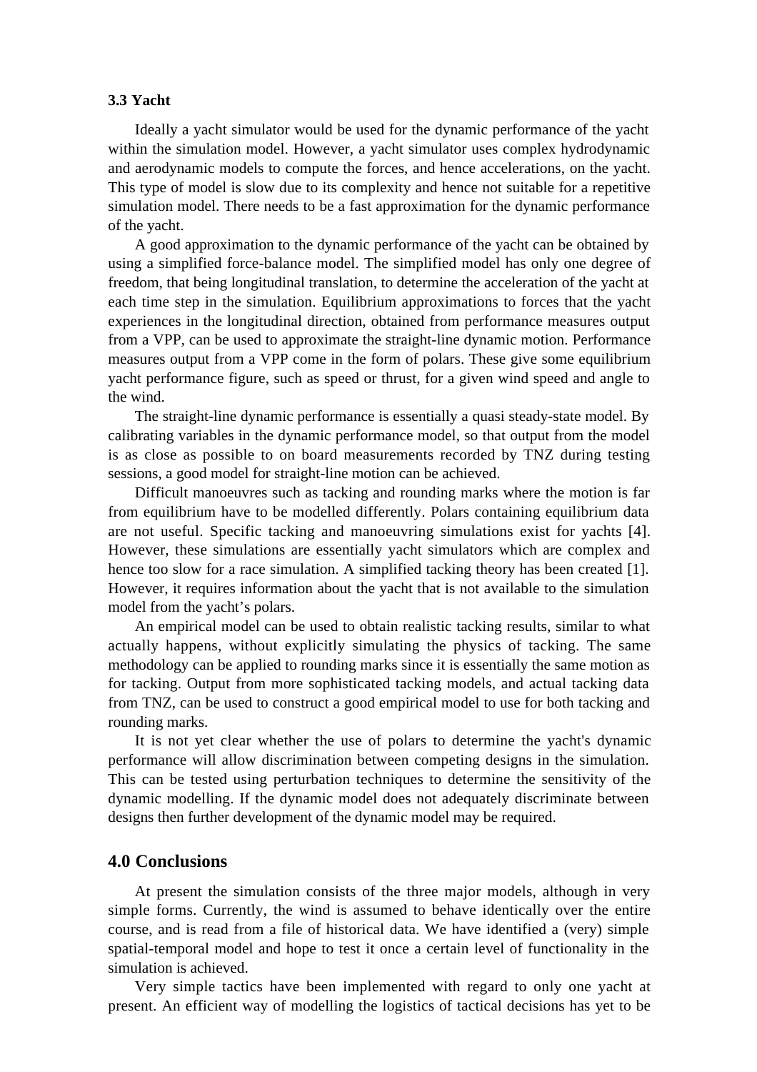### 3.3 Yacht

Ideally a yacht simulator would be used for the dynamic performance of the yacht within the simulation model. However, a yacht simulator uses complex hydrodynamic and aerodynamic models to compute the forces, and hence accelerations, on the yacht. This type of model is slow due to its complexity and hence not suitable for a repetitive simulation model. There needs to be a fast approximation for the dynamic performance of the yacht.

A good approximation to the dynamic performance of the yacht can be obtained by using a simplified force-balance model. The simplified model has only one degree of freedom, that being longitudinal translation, to determine the acceleration of the yacht at each time step in the simulation. Equilibrium approximations to forces that the yacht experiences in the longitudinal direction, obtained from performance measures output from a VPP, can be used to approximate the straight-line dynamic motion. Performance measures output from a VPP come in the form of polars. These give some equilibrium yacht performance figure, such as speed or thrust, for a given wind speed and angle to the wind.

The straight-line dynamic performance is essentially a quasi steady-state model. By calibrating variables in the dynamic performance model, so that output from the model is as close as possible to on board measurements recorded by TNZ during testing sessions, a good model for straight-line motion can be achieved.

Difficult manoeuvres such as tacking and rounding marks where the motion is far from equilibrium have to be modelled differently. Polars containing equilibrium data are not useful. Specific tacking and manoeuvring simulations exist for yachts [4]. However, these simulations are essentially yacht simulators which are complex and hence too slow for a race simulation. A simplified tacking theory has been created [1]. However, it requires information about the yacht that is not available to the simulation model from the yacht's polars.

An empirical model can be used to obtain realistic tacking results, similar to what actually happens, without explicitly simulating the physics of tacking. The same methodology can be applied to rounding marks since it is essentially the same motion as for tacking. Output from more sophisticated tacking models, and actual tacking data from TNZ, can be used to construct a good empirical model to use for both tacking and rounding marks.

It is not yet clear whether the use of polars to determine the yacht's dynamic performance will allow discrimination between competing designs in the simulation. This can be tested using perturbation techniques to determine the sensitivity of the dynamic modelling. If the dynamic model does not adequately discriminate between designs then further development of the dynamic model may be required.

## 4.0 Conclusions

At present the simulation consists of the three major models, although in very simple forms. Currently, the wind is assumed to behave identically over the entire course, and is read from a file of historical data. We have identified a (very) simple spatial-temporal model and hope to test it once a certain level of functionality in the simulation is achieved.

Very simple tactics have been implemented with regard to only one yacht at present. An efficient way of modelling the logistics of tactical decisions has yet to be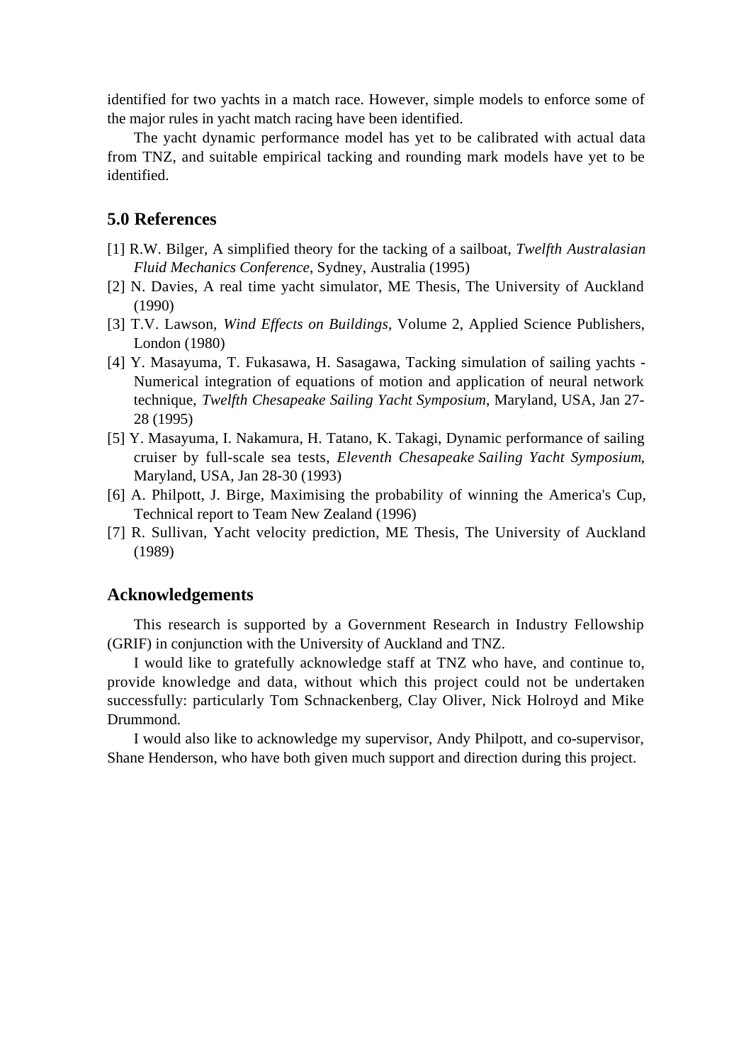identified for two yachts in a match race. However, simple models to enforce some of the major rules in yacht match racing have been identified.

The yacht dynamic performance model has yet to be calibrated with actual data from TNZ, and suitable empirical tacking and rounding mark models have yet to be identified.

## 5.0 References

[1] R.W. Bilger, A simplified theory for the tacking of a sailboat, *Twelfth Australasian Fluid Mechanics Conference*, Sydney, Australia (1995)

[2] N. Davies, A real time yacht simulator, ME Thesis, The University of Auckland (1990)

[3] T.V. Lawson, *Wind Effects on Buildings,* Volume 2, Applied Science Publishers, London (1980)

[4] Y. Masayuma, T. Fukasawa, H. Sasagawa, Tacking simulation of sailing yachts - Numerical integration of equations of motion and application of neural network technique, *Twelfth Chesapeake Sailing Yacht Symposium*, Maryland, USA, Jan 27-28 (1995)

[5] Y. Masayuma, I. Nakamura, H. Tatano, K. Takagi, Dynamic performance of sailing cruiser by full-scale sea tests, *Eleventh Chesapeake Sailing Yacht Symposium*, Maryland, USA, Jan 28-30 (1993)

[6] A. Philpott, J. Birge, Maximising the probability of winning the America's Cup, Technical report to Team New Zealand (1996)

[7] R. Sullivan, Yacht velocity prediction, ME Thesis, The University of Auckland (1989)

## Acknowledgements

This research is supported by a Government Research in Industry Fellowship (GRIF) in conjunction with the University of Auckland and TNZ.

I would like to gratefully acknowledge staff at TNZ who have, and continue to, provide knowledge and data, without which this project could not be undertaken successfully: particularly Tom Schnackenberg, Clay Oliver, Nick Holroyd and Mike Drummond.

I would also like to acknowledge my supervisor, Andy Philpott, and co-supervisor, Shane Henderson, who have both given much support and direction during this project.